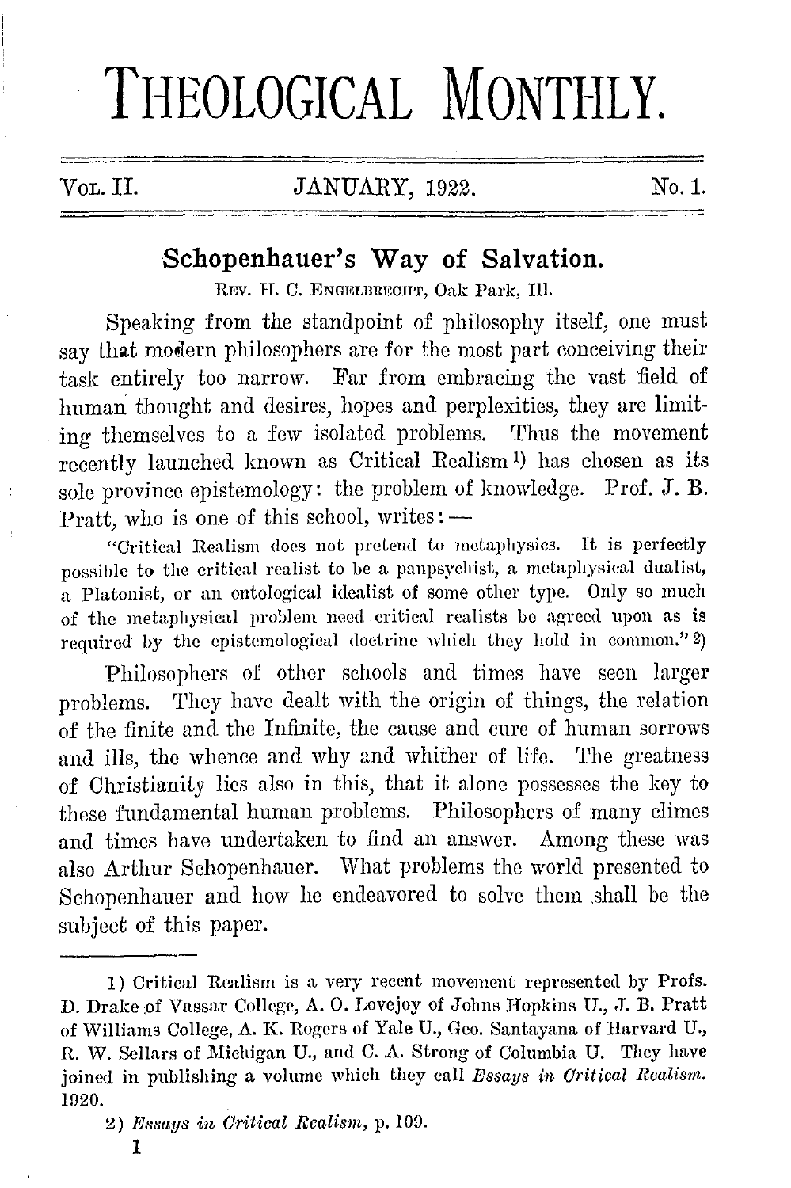# THEOLOGICAL MONTHLY.

VOL. II. JANUARY, 1922. No. 1.

## Schopenhauer's Way of Salvation.

REV. H. C. ENGELBRECHT, Oak Park, Ill.

Speaking from the standpoint of philosophy itself, one must say that modern philosophers are for the most part conceiving their task entirely too narrow. Far from embracing the vast field of human thought and desires, hopes and perplexities, they are limiting themselves to a few isolated problems. Thus the movement recently launched known as Critical Realism [1] has chosen as its sole province epistemology: the problem of knowledge. Prof. J. B. Pratt, who is one of this school, writes: —

"Critical Realism does not pretend to metaphysics. It is perfectly possible to the critical realist to be a panpsychist, a metaphysical dualist, a Platonist, or an ontological idealist of some other type. Only so much of the metaphysical problem need critical realists be agreed upon as is required by the epistemological doctrine which they hold in common." [2]

Philosophers of other schools and times have seen larger problems. They have dealt with the origin of things, the relation of the finite and the Infinite, the cause and cure of human sorrows and ills, the whence and why and whither of life. The greatness of Christianity lies also in this, that it alone possesses the key to these fundamental human problems. Philosophers of many climes and times have undertaken to find an answer. Among these was also Arthur Schopenhauer. What problems the world presented to Schopenhauer and how he endeavored to solve them shall be the subject of this paper.

---

1) Critical Realism is a very recent movement represented by Profs. D. Drake of Vassar College, A. O. Lovejoy of Johns Hopkins U., J. B. Pratt of Williams College, A. K. Rogers of Yale U., Geo. Santayana of Harvard U., R. W. Sellars of Michigan U., and C. A. Strong of Columbia U. They have joined in publishing a volume which they call *Essays in Critical Realism*. 1920.

2) *Essays in Critical Realism*, p. 109.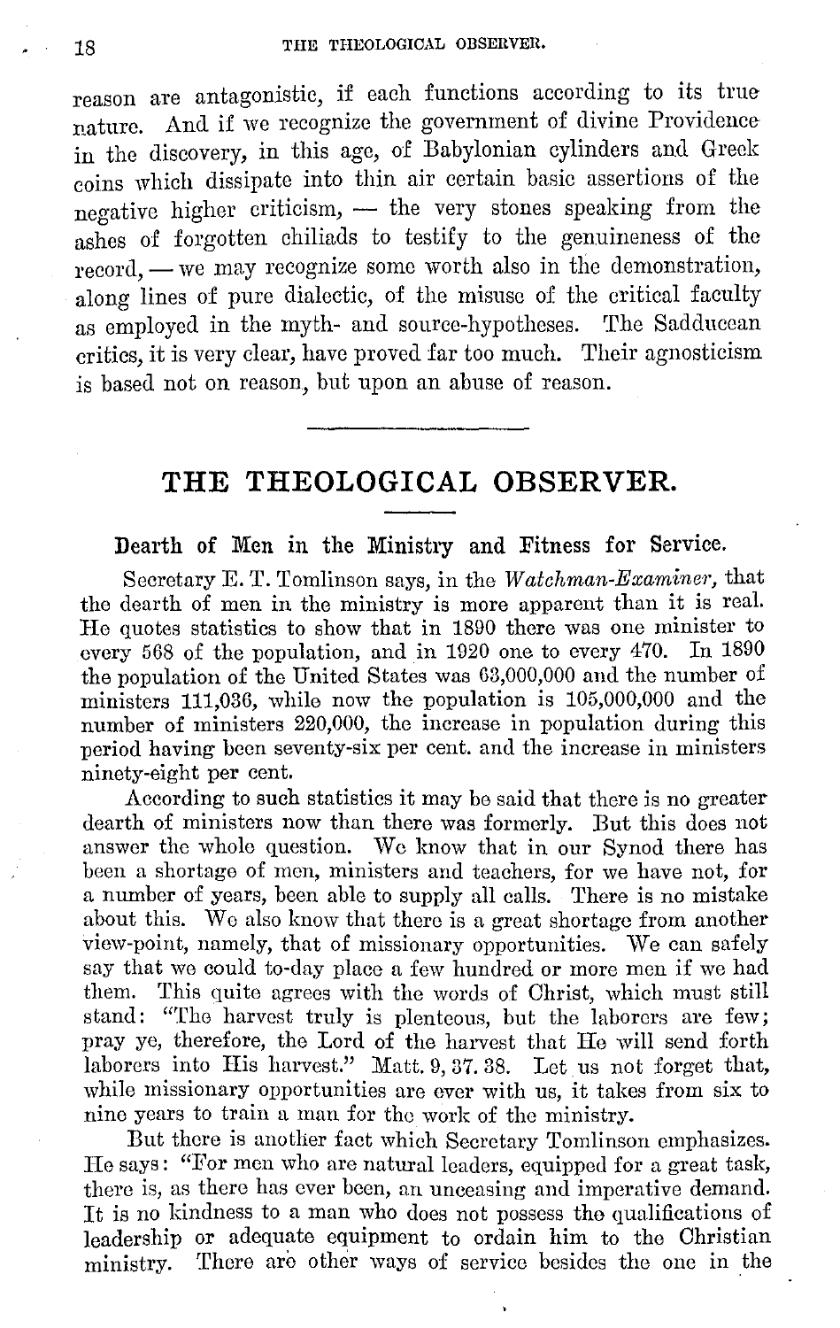reason are antagonistic, if each functions according to its true nature. And if we recognize the government of divine Providence in the discovery, in this age, of Babylonian cylinders and Greek coins which dissipate into thin air certain basic assertions of the negative higher criticism, — the very stones speaking from the ashes of forgotten chiliads to testify to the genuineness of the record, — we may recognize some worth also in the demonstration, along lines of pure dialectic, of the misuse of the critical faculty as employed in the myth- and source-hypotheses. The Sadducean critics, it is very clear, have proved far too much. Their agnosticism is based not on reason, but upon an abuse of reason.

---

# THE THEOLOGICAL OBSERVER.

## Dearth of Men in the Ministry and Fitness for Service.

Secretary E. T. Tomlinson says, in the *Watchman-Examiner*, that the dearth of men in the ministry is more apparent than it is real. He quotes statistics to show that in 1890 there was one minister to every 568 of the population, and in 1920 one to every 470. In 1890 the population of the United States was 63,000,000 and the number of ministers 111,036, while now the population is 105,000,000 and the number of ministers 220,000, the increase in population during this period having been seventy-six per cent. and the increase in ministers ninety-eight per cent.

According to such statistics it may be said that there is no greater dearth of ministers now than there was formerly. But this does not answer the whole question. We know that in our Synod there has been a shortage of men, ministers and teachers, for we have not, for a number of years, been able to supply all calls. There is no mistake about this. We also know that there is a great shortage from another view-point, namely, that of missionary opportunities. We can safely say that we could to-day place a few hundred or more men if we had them. This quite agrees with the words of Christ, which must still stand: "The harvest truly is plenteous, but the laborers are few; pray ye, therefore, the Lord of the harvest that He will send forth laborers into His harvest." Matt. 9, 37. 38. Let us not forget that, while missionary opportunities are ever with us, it takes from six to nine years to train a man for the work of the ministry.

But there is another fact which Secretary Tomlinson emphasizes. He says: "For men who are natural leaders, equipped for a great task, there is, as there has ever been, an unceasing and imperative demand. It is no kindness to a man who does not possess the qualifications of leadership or adequate equipment to ordain him to the Christian ministry. There are other ways of service besides the one in the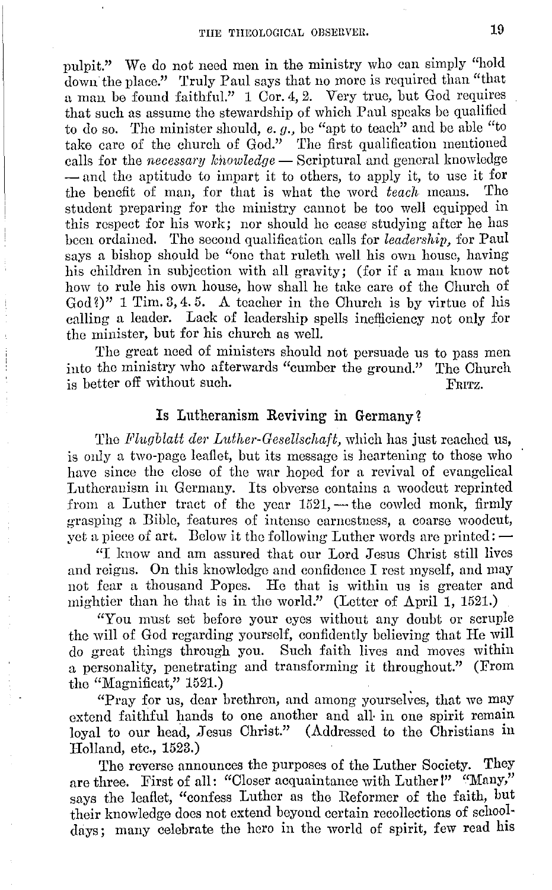pulpit." We do not need men in the ministry who can simply "hold down the place." Truly Paul says that no more is required than "that a man be found faithful." 1 Cor. 4, 2. Very true, but God requires that such as assume the stewardship of which Paul speaks be qualified to do so. The minister should, *e. g.*, be "apt to teach" and be able "to take care of the church of God." The first qualification mentioned calls for the *necessary knowledge* — Scriptural and general knowledge — and the aptitude to impart it to others, to apply it, to use it for the benefit of man, for that is what the word *teach* means. The student preparing for the ministry cannot be too well equipped in this respect for his work; nor should he cease studying after he has been ordained. The second qualification calls for *leadership*, for Paul says a bishop should be "one that ruleth well his own house, having his children in subjection with all gravity; (for if a man know not how to rule his own house, how shall he take care of the Church of God?)" 1 Tim. 3, 4. 5. A teacher in the Church is by virtue of his calling a leader. Lack of leadership spells inefficiency not only for the minister, but for his church as well.

The great need of ministers should not persuade us to pass men into the ministry who afterwards "cumber the ground." The Church is better off without such. FRITZ.

## Is Lutheranism Reviving in Germany?

The *Flugblatt der Luther-Gesellschaft*, which has just reached us, is only a two-page leaflet, but its message is heartening to those who have since the close of the war hoped for a revival of evangelical Lutheranism in Germany. Its obverse contains a woodcut reprinted from a Luther tract of the year 1521, — the cowled monk, firmly grasping a Bible, features of intense earnestness, a coarse woodcut, yet a piece of art. Below it the following Luther words are printed: —

"I know and am assured that our Lord Jesus Christ still lives and reigns. On this knowledge and confidence I rest myself, and may not fear a thousand Popes. He that is within us is greater and mightier than he that is in the world." (Letter of April 1, 1521.)

"You must set before your eyes without any doubt or scruple the will of God regarding yourself, confidently believing that He will do great things through you. Such faith lives and moves within a personality, penetrating and transforming it throughout." (From the "Magnificat," 1521.)

"Pray for us, dear brethren, and among yourselves, that we may extend faithful hands to one another and all in one spirit remain loyal to our head, Jesus Christ." (Addressed to the Christians in Holland, etc., 1523.)

The reverse announces the purposes of the Luther Society. They are three. First of all: "Closer acquaintance with Luther!" "Many," says the leaflet, "confess Luther as the Reformer of the faith, but their knowledge does not extend beyond certain recollections of school-days; many celebrate the hero in the world of spirit, few read his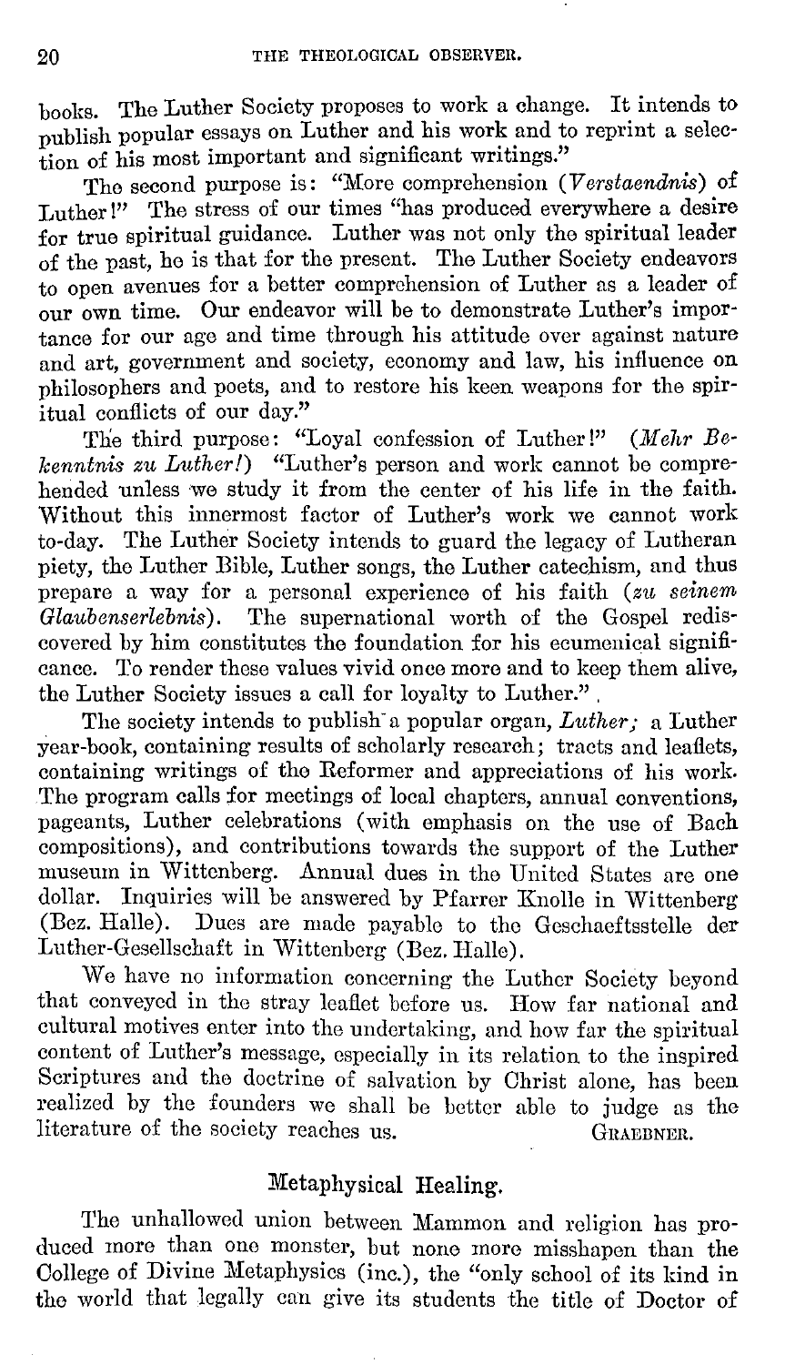books. The Luther Society proposes to work a change. It intends to publish popular essays on Luther and his work and to reprint a selection of his most important and significant writings."

The second purpose is: "More comprehension (*Verstaendnis*) of Luther!" The stress of our times "has produced everywhere a desire for true spiritual guidance. Luther was not only the spiritual leader of the past, he is that for the present. The Luther Society endeavors to open avenues for a better comprehension of Luther as a leader of our own time. Our endeavor will be to demonstrate Luther's importance for our age and time through his attitude over against nature and art, government and society, economy and law, his influence on philosophers and poets, and to restore his keen weapons for the spiritual conflicts of our day."

The third purpose: "Loyal confession of Luther!" (*Mehr Bekenntnis zu Luther!*) "Luther's person and work cannot be comprehended unless we study it from the center of his life in the faith. Without this innermost factor of Luther's work we cannot work to-day. The Luther Society intends to guard the legacy of Lutheran piety, the Luther Bible, Luther songs, the Luther catechism, and thus prepare a way for a personal experience of his faith (*zu seinem Glaubenserlebnis*). The supernational worth of the Gospel rediscovered by him constitutes the foundation for his ecumenical significance. To render these values vivid once more and to keep them alive, the Luther Society issues a call for loyalty to Luther."

The society intends to publish a popular organ, *Luther;* a Luther year-book, containing results of scholarly research; tracts and leaflets, containing writings of the Reformer and appreciations of his work. The program calls for meetings of local chapters, annual conventions, pageants, Luther celebrations (with emphasis on the use of Bach compositions), and contributions towards the support of the Luther museum in Wittenberg. Annual dues in the United States are one dollar. Inquiries will be answered by Pfarrer Knolle in Wittenberg (Bez. Halle). Dues are made payable to the Geschaeftsstelle der Luther-Gesellschaft in Wittenberg (Bez. Halle).

We have no information concerning the Luther Society beyond that conveyed in the stray leaflet before us. How far national and cultural motives enter into the undertaking, and how far the spiritual content of Luther's message, especially in its relation to the inspired Scriptures and the doctrine of salvation by Christ alone, has been realized by the founders we shall be better able to judge as the literature of the society reaches us. GRAEBNER.

## Metaphysical Healing.

The unhallowed union between Mammon and religion has produced more than one monster, but none more misshapen than the College of Divine Metaphysics (inc.), the "only school of its kind in the world that legally can give its students the title of Doctor of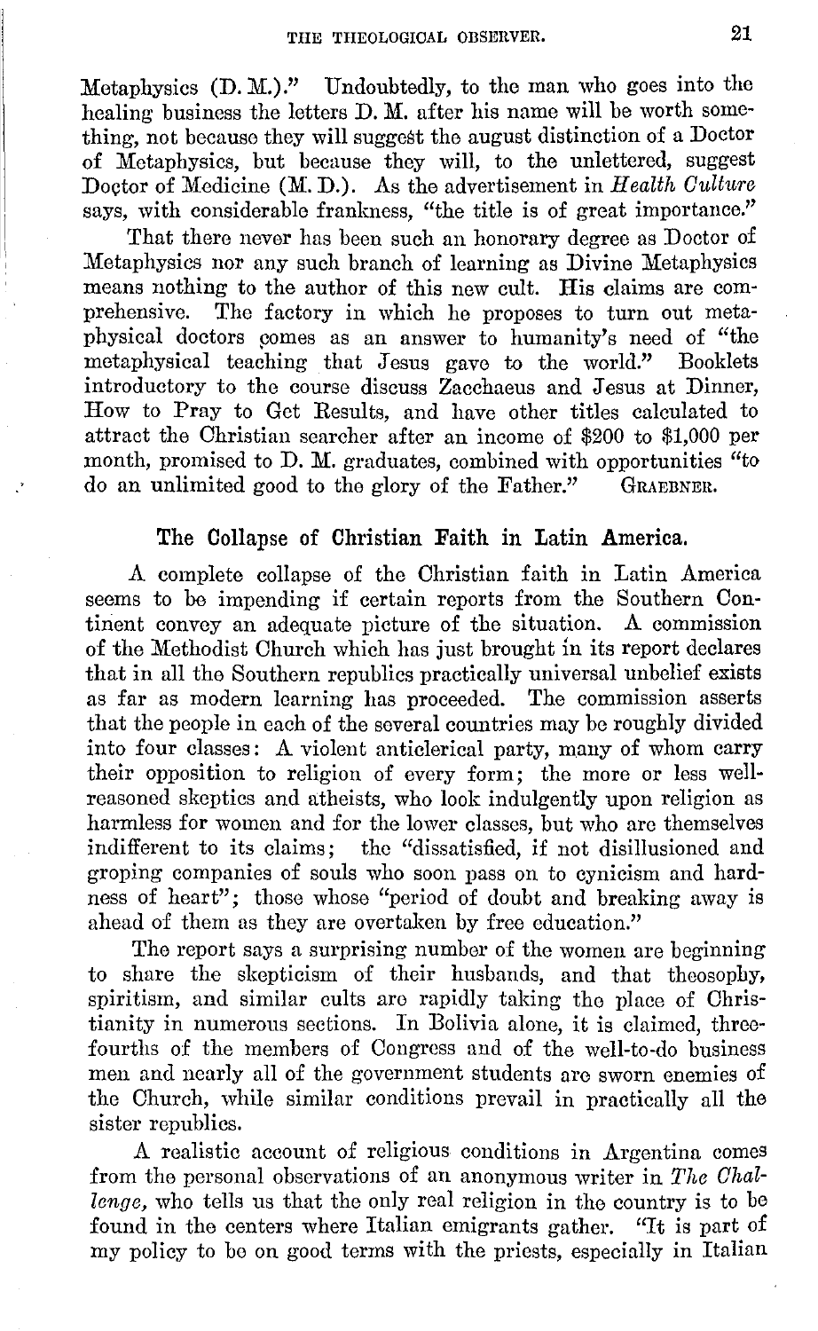Metaphysics (D. M.)." Undoubtedly, to the man who goes into the healing business the letters D. M. after his name will be worth something, not because they will suggest the august distinction of a Doctor of Metaphysics, but because they will, to the unlettered, suggest Doctor of Medicine (M. D.). As the advertisement in *Health Culture* says, with considerable frankness, "the title is of great importance."

That there never has been such an honorary degree as Doctor of Metaphysics nor any such branch of learning as Divine Metaphysics means nothing to the author of this new cult. His claims are comprehensive. The factory in which he proposes to turn out metaphysical doctors comes as an answer to humanity's need of "the metaphysical teaching that Jesus gave to the world." Booklets introductory to the course discuss Zacchaeus and Jesus at Dinner, How to Pray to Get Results, and have other titles calculated to attract the Christian searcher after an income of $200 to $1,000 per month, promised to D. M. graduates, combined with opportunities "to do an unlimited good to the glory of the Father." GRAEBNER.

## The Collapse of Christian Faith in Latin America.

A complete collapse of the Christian faith in Latin America seems to be impending if certain reports from the Southern Continent convey an adequate picture of the situation. A commission of the Methodist Church which has just brought in its report declares that in all the Southern republics practically universal unbelief exists as far as modern learning has proceeded. The commission asserts that the people in each of the several countries may be roughly divided into four classes: A violent anticlerical party, many of whom carry their opposition to religion of every form; the more or less well-reasoned skeptics and atheists, who look indulgently upon religion as harmless for women and for the lower classes, but who are themselves indifferent to its claims; the "dissatisfied, if not disillusioned and groping companies of souls who soon pass on to cynicism and hardness of heart"; those whose "period of doubt and breaking away is ahead of them as they are overtaken by free education."

The report says a surprising number of the women are beginning to share the skepticism of their husbands, and that theosophy, spiritism, and similar cults are rapidly taking the place of Christianity in numerous sections. In Bolivia alone, it is claimed, three-fourths of the members of Congress and of the well-to-do business men and nearly all of the government students are sworn enemies of the Church, while similar conditions prevail in practically all the sister republics.

A realistic account of religious conditions in Argentina comes from the personal observations of an anonymous writer in *The Challenge*, who tells us that the only real religion in the country is to be found in the centers where Italian emigrants gather. "It is part of my policy to be on good terms with the priests, especially in Italian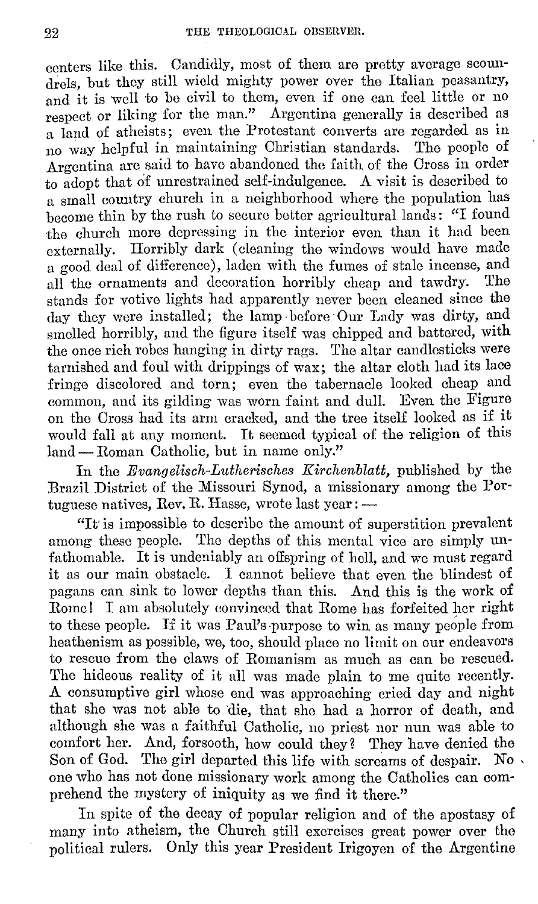centers like this. Candidly, most of them are pretty average scoundrels, but they still wield mighty power over the Italian peasantry, and it is well to be civil to them, even if one can feel little or no respect or liking for the man." Argentina generally is described as a land of atheists; even the Protestant converts are regarded as in no way helpful in maintaining Christian standards. The people of Argentina are said to have abandoned the faith of the Cross in order to adopt that of unrestrained self-indulgence. A visit is described to a small country church in a neighborhood where the population has become thin by the rush to secure better agricultural lands: "I found the church more depressing in the interior even than it had been externally. Horribly dark (cleaning the windows would have made a good deal of difference), laden with the fumes of stale incense, and all the ornaments and decoration horribly cheap and tawdry. The stands for votive lights had apparently never been cleaned since the day they were installed; the lamp before Our Lady was dirty, and smelled horribly, and the figure itself was chipped and battered, with the once rich robes hanging in dirty rags. The altar candlesticks were tarnished and foul with drippings of wax; the altar cloth had its lace fringe discolored and torn; even the tabernacle looked cheap and common, and its gilding was worn faint and dull. Even the Figure on the Cross had its arm cracked, and the tree itself looked as if it would fall at any moment. It seemed typical of the religion of this land — Roman Catholic, but in name only."

In the *Evangelisch-Lutherisches Kirchenblatt*, published by the Brazil District of the Missouri Synod, a missionary among the Portuguese natives, Rev. R. Hasse, wrote last year: —

"It is impossible to describe the amount of superstition prevalent among these people. The depths of this mental vice are simply unfathomable. It is undeniably an offspring of hell, and we must regard it as our main obstacle. I cannot believe that even the blindest of pagans can sink to lower depths than this. And this is the work of Rome! I am absolutely convinced that Rome has forfeited her right to these people. If it was Paul's purpose to win as many people from heathenism as possible, we, too, should place no limit on our endeavors to rescue from the claws of Romanism as much as can be rescued. The hideous reality of it all was made plain to me quite recently. A consumptive girl whose end was approaching cried day and night that she was not able to die, that she had a horror of death, and although she was a faithful Catholic, no priest nor nun was able to comfort her. And, forsooth, how could they? They have denied the Son of God. The girl departed this life with screams of despair. No one who has not done missionary work among the Catholics can comprehend the mystery of iniquity as we find it there."

In spite of the decay of popular religion and of the apostasy of many into atheism, the Church still exercises great power over the political rulers. Only this year President Irigoyen of the Argentine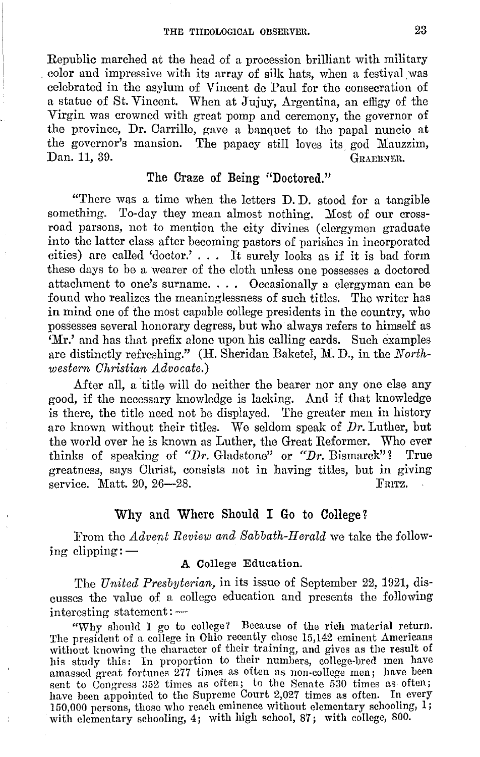Republic marched at the head of a procession brilliant with military color and impressive with its array of silk hats, when a festival was celebrated in the asylum of Vincent de Paul for the consecration of a statue of St. Vincent. When at Jujuy, Argentina, an effigy of the Virgin was crowned with great pomp and ceremony, the governor of the province, Dr. Carrillo, gave a banquet to the papal nuncio at the governor's mansion. The papacy still loves its god Mauzzim, Dan. 11, 39.

GRAEBNER.

## The Craze of Being "Doctored."

"There was a time when the letters D. D. stood for a tangible something. To-day they mean almost nothing. Most of our cross-road parsons, not to mention the city divines (clergymen graduate into the latter class after becoming pastors of parishes in incorporated cities) are called 'doctor.' . . . It surely looks as if it is bad form these days to be a wearer of the cloth unless one possesses a doctored attachment to one's surname. . . . Occasionally a clergyman can be found who realizes the meaninglessness of such titles. The writer has in mind one of the most capable college presidents in the country, who possesses several honorary degress, but who always refers to himself as 'Mr.' and has that prefix alone upon his calling cards. Such examples are distinctly refreshing." (H. Sheridan Baketel, M. D., in the *Northwestern Christian Advocate.*)

After all, a title will do neither the bearer nor any one else any good, if the necessary knowledge is lacking. And if that knowledge is there, the title need not be displayed. The greater men in history are known without their titles. We seldom speak of *Dr.* Luther, but the world over he is known as Luther, the Great Reformer. Who ever thinks of speaking of "*Dr.* Gladstone" or "*Dr.* Bismarck"? True greatness, says Christ, consists not in having titles, but in giving service. Matt. 20, 26—28.

FRITZ.

## Why and Where Should I Go to College?

From the *Advent Review and Sabbath-Herald* we take the following clipping: —

### A College Education.

The *United Presbyterian,* in its issue of September 22, 1921, discusses the value of a college education and presents the following interesting statement: —

"Why should I go to college? Because of the rich material return. The president of a college in Ohio recently chose 15,142 eminent Americans without knowing the character of their training, and gives as the result of his study this: In proportion to their numbers, college-bred men have amassed great fortunes 277 times as often as non-college men; have been sent to Congress 352 times as often; to the Senate 530 times as often; have been appointed to the Supreme Court 2,027 times as often. In every 150,000 persons, those who reach eminence without elementary schooling, 1; with elementary schooling, 4; with high school, 87; with college, 800.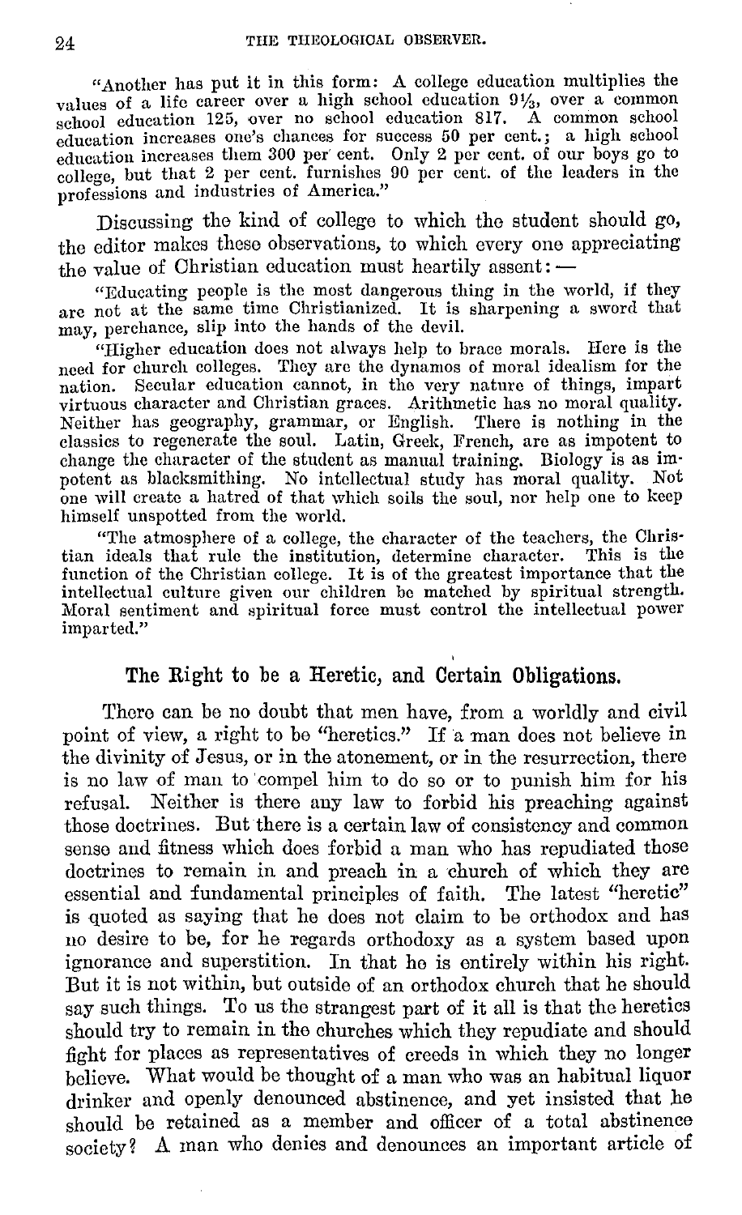"Another has put it in this form: A college education multiplies the values of a life career over a high school education 9⅓, over a common school education 125, over no school education 817. A common school education increases one's chances for success 50 per cent.; a high school education increases them 300 per cent. Only 2 per cent. of our boys go to college, but that 2 per cent. furnishes 90 per cent. of the leaders in the professions and industries of America."

Discussing the kind of college to which the student should go, the editor makes these observations, to which every one appreciating the value of Christian education must heartily assent: —

"Educating people is the most dangerous thing in the world, if they are not at the same time Christianized. It is sharpening a sword that may, perchance, slip into the hands of the devil.

"Higher education does not always help to brace morals. Here is the need for church colleges. They are the dynamos of moral idealism for the nation. Secular education cannot, in the very nature of things, impart virtuous character and Christian graces. Arithmetic has no moral quality. Neither has geography, grammar, or English. There is nothing in the classics to regenerate the soul. Latin, Greek, French, are as impotent to change the character of the student as manual training. Biology is as impotent as blacksmithing. No intellectual study has moral quality. Not one will create a hatred of that which soils the soul, nor help one to keep himself unspotted from the world.

"The atmosphere of a college, the character of the teachers, the Christian ideals that rule the institution, determine character. This is the function of the Christian college. It is of the greatest importance that the intellectual culture given our children be matched by spiritual strength. Moral sentiment and spiritual force must control the intellectual power imparted."

## The Right to be a Heretic, and Certain Obligations.

There can be no doubt that men have, from a worldly and civil point of view, a right to be "heretics." If a man does not believe in the divinity of Jesus, or in the atonement, or in the resurrection, there is no law of man to compel him to do so or to punish him for his refusal. Neither is there any law to forbid his preaching against those doctrines. But there is a certain law of consistency and common sense and fitness which does forbid a man who has repudiated those doctrines to remain in and preach in a church of which they are essential and fundamental principles of faith. The latest "heretic" is quoted as saying that he does not claim to be orthodox and has no desire to be, for he regards orthodoxy as a system based upon ignorance and superstition. In that he is entirely within his right. But it is not within, but outside of an orthodox church that he should say such things. To us the strangest part of it all is that the heretics should try to remain in the churches which they repudiate and should fight for places as representatives of creeds in which they no longer believe. What would be thought of a man who was an habitual liquor drinker and openly denounced abstinence, and yet insisted that he should be retained as a member and officer of a total abstinence society? A man who denies and denounces an important article of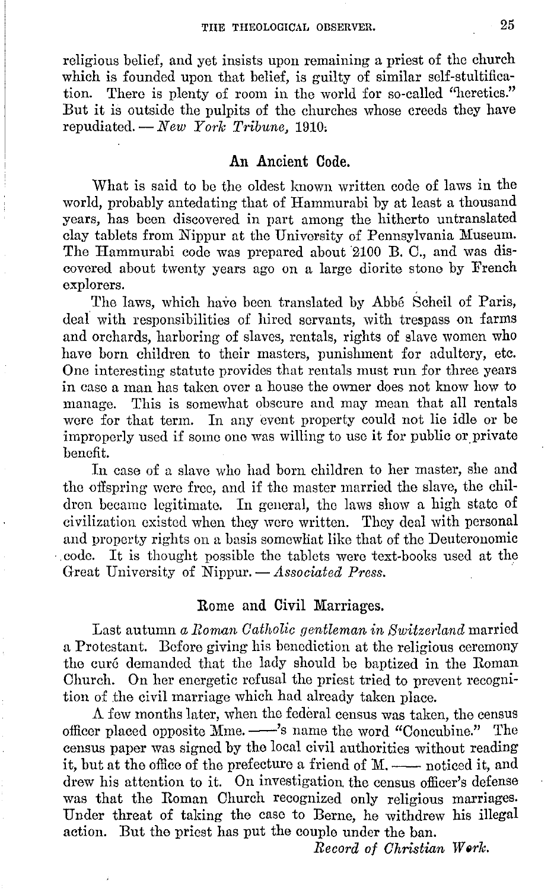religious belief, and yet insists upon remaining a priest of the church which is founded upon that belief, is guilty of similar self-stultification. There is plenty of room in the world for so-called "heretics." But it is outside the pulpits of the churches whose creeds they have repudiated. — *New York Tribune,* 1910.

## An Ancient Code.

What is said to be the oldest known written code of laws in the world, probably antedating that of Hammurabi by at least a thousand years, has been discovered in part among the hitherto untranslated clay tablets from Nippur at the University of Pennsylvania Museum. The Hammurabi code was prepared about 2100 B. C., and was discovered about twenty years ago on a large diorite stone by French explorers.

The laws, which have been translated by Abbé Scheil of Paris, deal with responsibilities of hired servants, with trespass on farms and orchards, harboring of slaves, rentals, rights of slave women who have born children to their masters, punishment for adultery, etc. One interesting statute provides that rentals must run for three years in case a man has taken over a house the owner does not know how to manage. This is somewhat obscure and may mean that all rentals were for that term. In any event property could not lie idle or be improperly used if some one was willing to use it for public or private benefit.

In case of a slave who had born children to her master, she and the offspring were free, and if the master married the slave, the children became legitimate. In general, the laws show a high state of civilization existed when they were written. They deal with personal and property rights on a basis somewhat like that of the Deuteronomic code. It is thought possible the tablets were text-books used at the Great University of Nippur. — *Associated Press.*

## Rome and Civil Marriages.

Last autumn *a Roman Catholic gentleman in Switzerland* married a Protestant. Before giving his benediction at the religious ceremony the curé demanded that the lady should be baptized in the Roman Church. On her energetic refusal the priest tried to prevent recognition of the civil marriage which had already taken place.

A few months later, when the federal census was taken, the census officer placed opposite Mme. ——'s name the word "Concubine." The census paper was signed by the local civil authorities without reading it, but at the office of the prefecture a friend of M. —— noticed it, and drew his attention to it. On investigation the census officer's defense was that the Roman Church recognized only religious marriages. Under threat of taking the case to Berne, he withdrew his illegal action. But the priest has put the couple under the ban.

*Record of Christian Work.*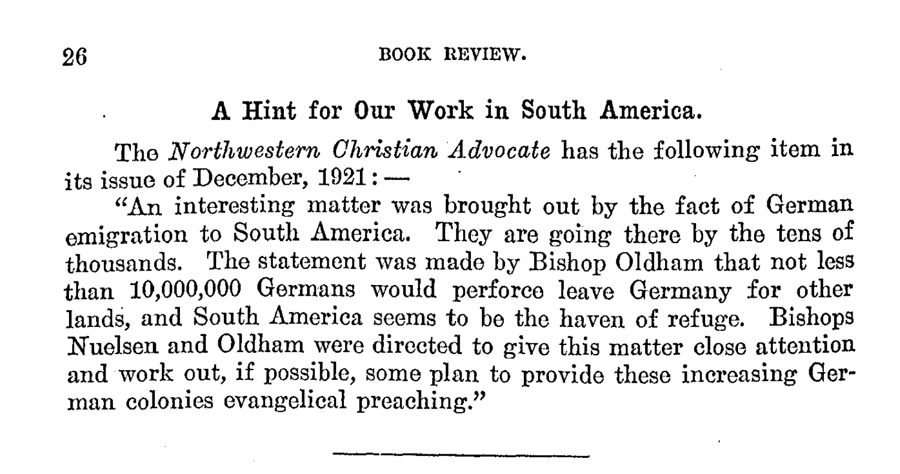## A Hint for Our Work in South America.

The *Northwestern Christian Advocate* has the following item in its issue of December, 1921: —

"An interesting matter was brought out by the fact of German emigration to South America. They are going there by the tens of thousands. The statement was made by Bishop Oldham that not less than 10,000,000 Germans would perforce leave Germany for other lands, and South America seems to be the haven of refuge. Bishops Nuelsen and Oldham were directed to give this matter close attention and work out, if possible, some plan to provide these increasing German colonies evangelical preaching."

---